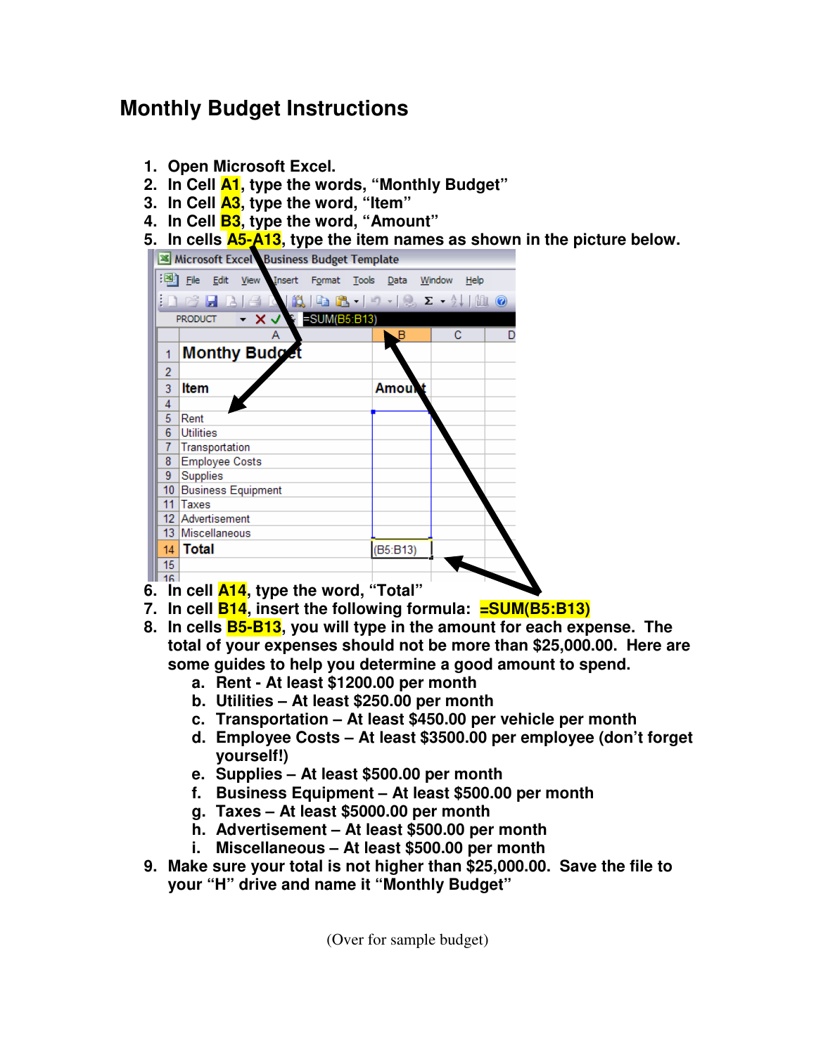# Monthly Budget Instructions

1. Open Microsoft Excel.
2. In Cell **A1**, type the words, "Monthly Budget"
3. In Cell **A3**, type the word, "Item"
4. In Cell **B3**, type the word, "Amount"
5. In cells **A5-A13**, type the item names as shown in the picture below.
6. In cell **A14**, type the word, "Total"
7. In cell **B14**, insert the following formula: **=SUM(B5:B13)**
8. In cells **B5-B13**, you will type in the amount for each expense. The total of your expenses should not be more than $25,000.00. Here are some guides to help you determine a good amount to spend.
   a. Rent - At least $1200.00 per month
   b. Utilities – At least $250.00 per month
   c. Transportation – At least $450.00 per vehicle per month
   d. Employee Costs – At least $3500.00 per employee (don't forget yourself!)
   e. Supplies – At least $500.00 per month
   f. Business Equipment – At least $500.00 per month
   g. Taxes – At least $5000.00 per month
   h. Advertisement – At least $500.00 per month
   i. Miscellaneous – At least $500.00 per month
9. Make sure your total is not higher than $25,000.00. Save the file to your "H" drive and name it "Monthly Budget"

(Over for sample budget)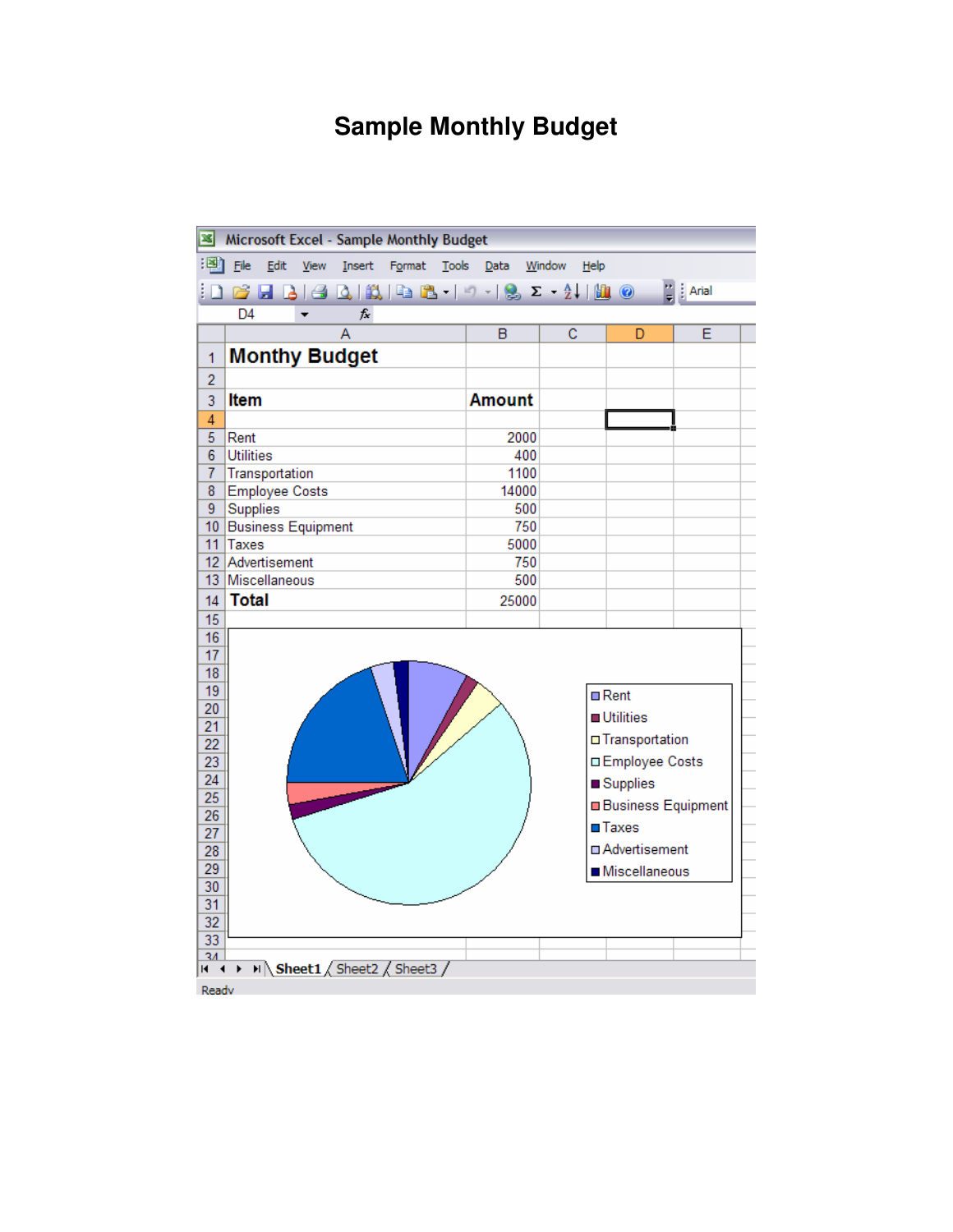# Sample Monthly Budget

Microsoft Excel - Sample Monthly Budget

File Edit View Insert Format Tools Data Window Help

## Monthy Budget

| Item | Amount |
|---|---|
| Rent | 2000 |
| Utilities | 400 |
| Transportation | 1100 |
| Employee Costs | 14000 |
| Supplies | 500 |
| Business Equipment | 750 |
| Taxes | 5000 |
| Advertisement | 750 |
| Miscellaneous | 500 |
| **Total** | 25000 |

Rent
Utilities
Transportation
Employee Costs
Supplies
Business Equipment
Taxes
Advertisement
Miscellaneous

Sheet1 Sheet2 Sheet3

Ready